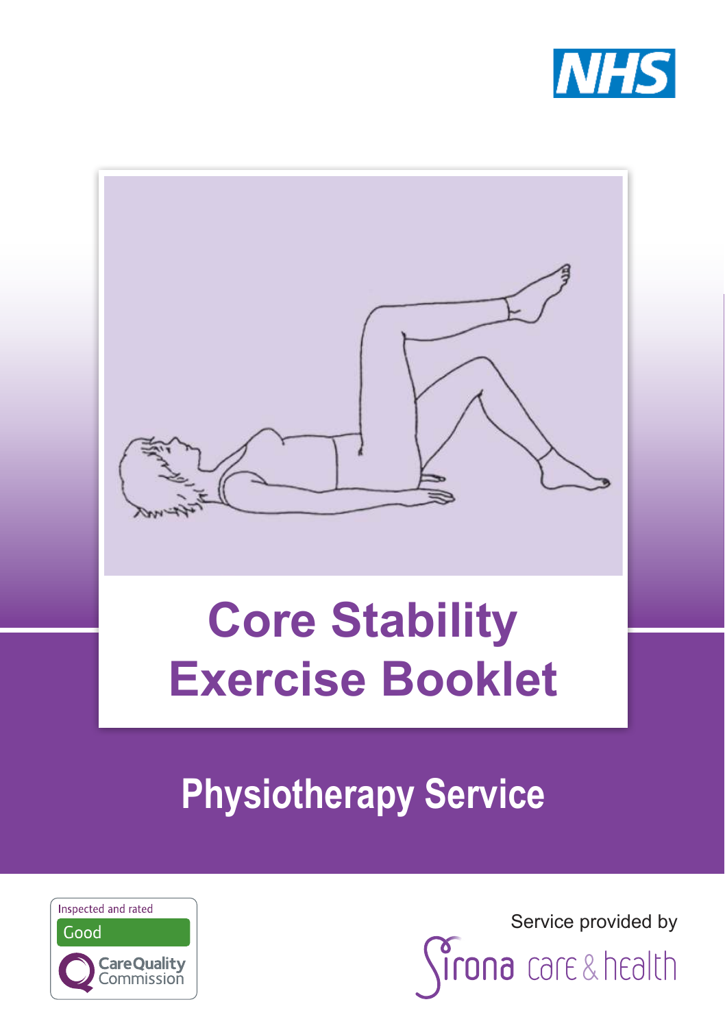NHS

# Core Stability Exercise Booklet

## Physiotherapy Service

Inspected and rated

Good

Care Quality Commission

Service provided by

Sirona care & health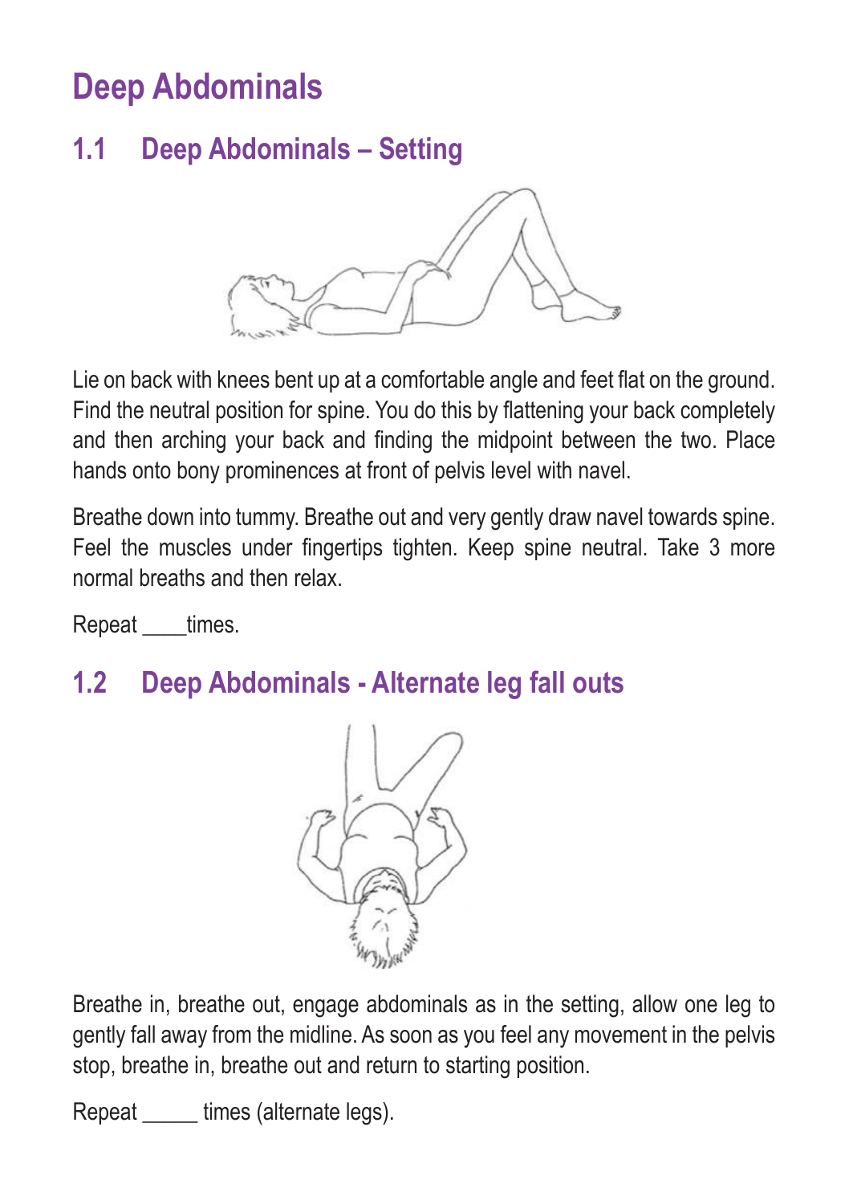# Deep Abdominals

## 1.1 Deep Abdominals – Setting

Lie on back with knees bent up at a comfortable angle and feet flat on the ground. Find the neutral position for spine. You do this by flattening your back completely and then arching your back and finding the midpoint between the two. Place hands onto bony prominences at front of pelvis level with navel.

Breathe down into tummy. Breathe out and very gently draw navel towards spine. Feel the muscles under fingertips tighten. Keep spine neutral. Take 3 more normal breaths and then relax.

Repeat ____times.

## 1.2 Deep Abdominals - Alternate leg fall outs

Breathe in, breathe out, engage abdominals as in the setting, allow one leg to gently fall away from the midline. As soon as you feel any movement in the pelvis stop, breathe in, breathe out and return to starting position.

Repeat _____ times (alternate legs).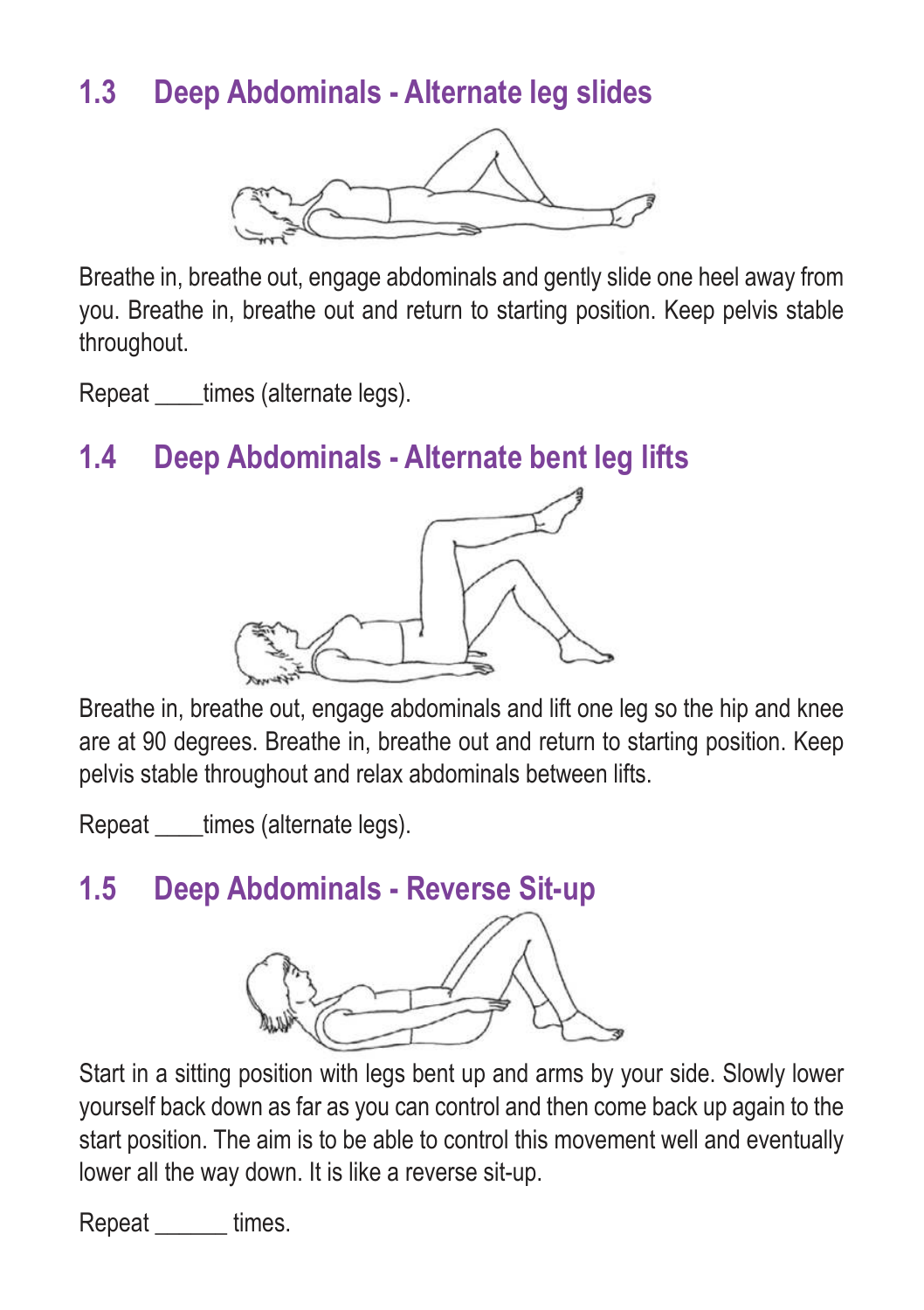## 1.3 Deep Abdominals - Alternate leg slides

Breathe in, breathe out, engage abdominals and gently slide one heel away from you. Breathe in, breathe out and return to starting position. Keep pelvis stable throughout.

Repeat ____times (alternate legs).

## 1.4 Deep Abdominals - Alternate bent leg lifts

Breathe in, breathe out, engage abdominals and lift one leg so the hip and knee are at 90 degrees. Breathe in, breathe out and return to starting position. Keep pelvis stable throughout and relax abdominals between lifts.

Repeat ____times (alternate legs).

## 1.5 Deep Abdominals - Reverse Sit-up

Start in a sitting position with legs bent up and arms by your side. Slowly lower yourself back down as far as you can control and then come back up again to the start position. The aim is to be able to control this movement well and eventually lower all the way down. It is like a reverse sit-up.

Repeat ______ times.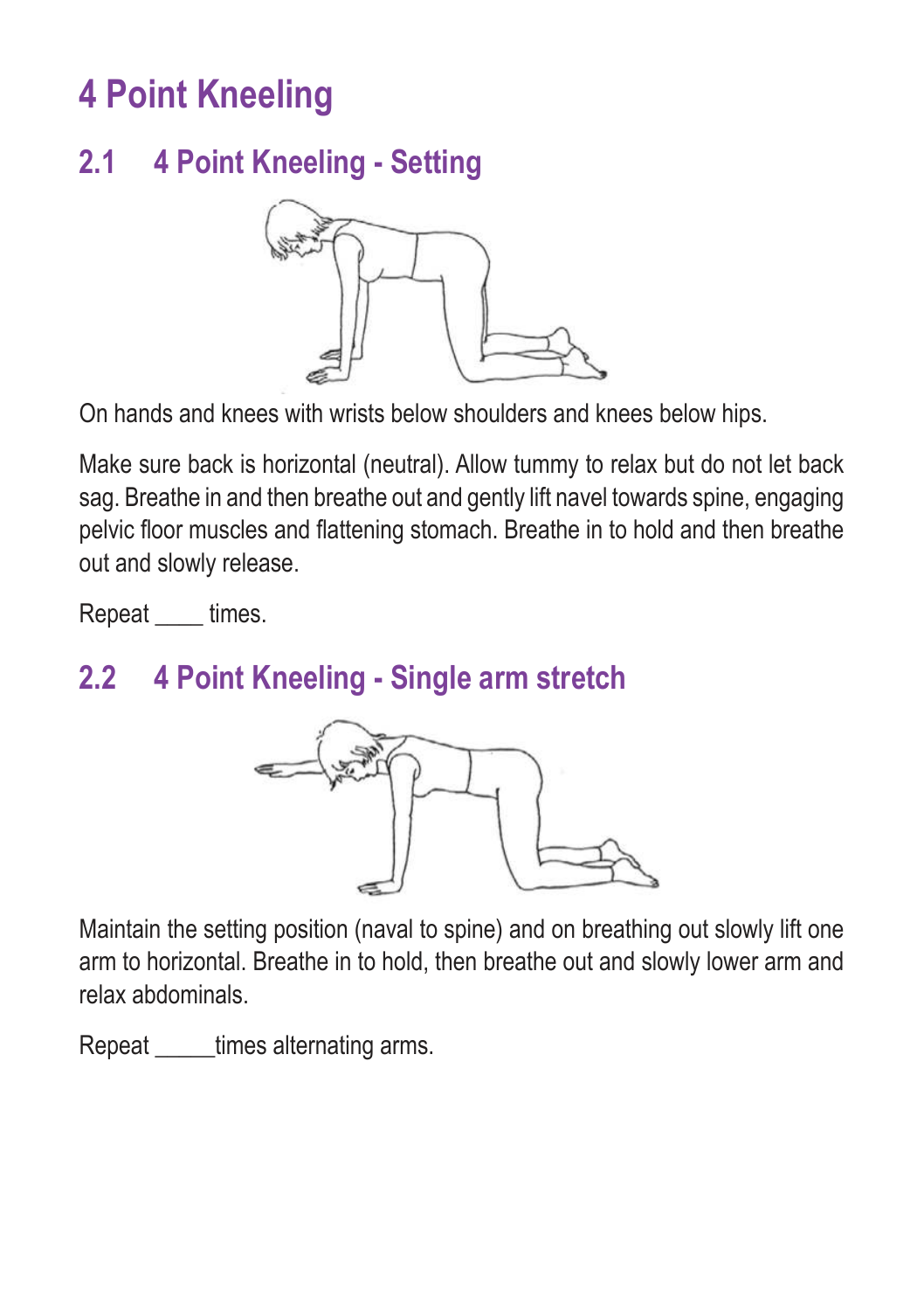# 4 Point Kneeling

## 2.1 4 Point Kneeling - Setting

On hands and knees with wrists below shoulders and knees below hips.

Make sure back is horizontal (neutral). Allow tummy to relax but do not let back sag. Breathe in and then breathe out and gently lift navel towards spine, engaging pelvic floor muscles and flattening stomach. Breathe in to hold and then breathe out and slowly release.

Repeat ____ times.

## 2.2 4 Point Kneeling - Single arm stretch

Maintain the setting position (naval to spine) and on breathing out slowly lift one arm to horizontal. Breathe in to hold, then breathe out and slowly lower arm and relax abdominals.

Repeat _____times alternating arms.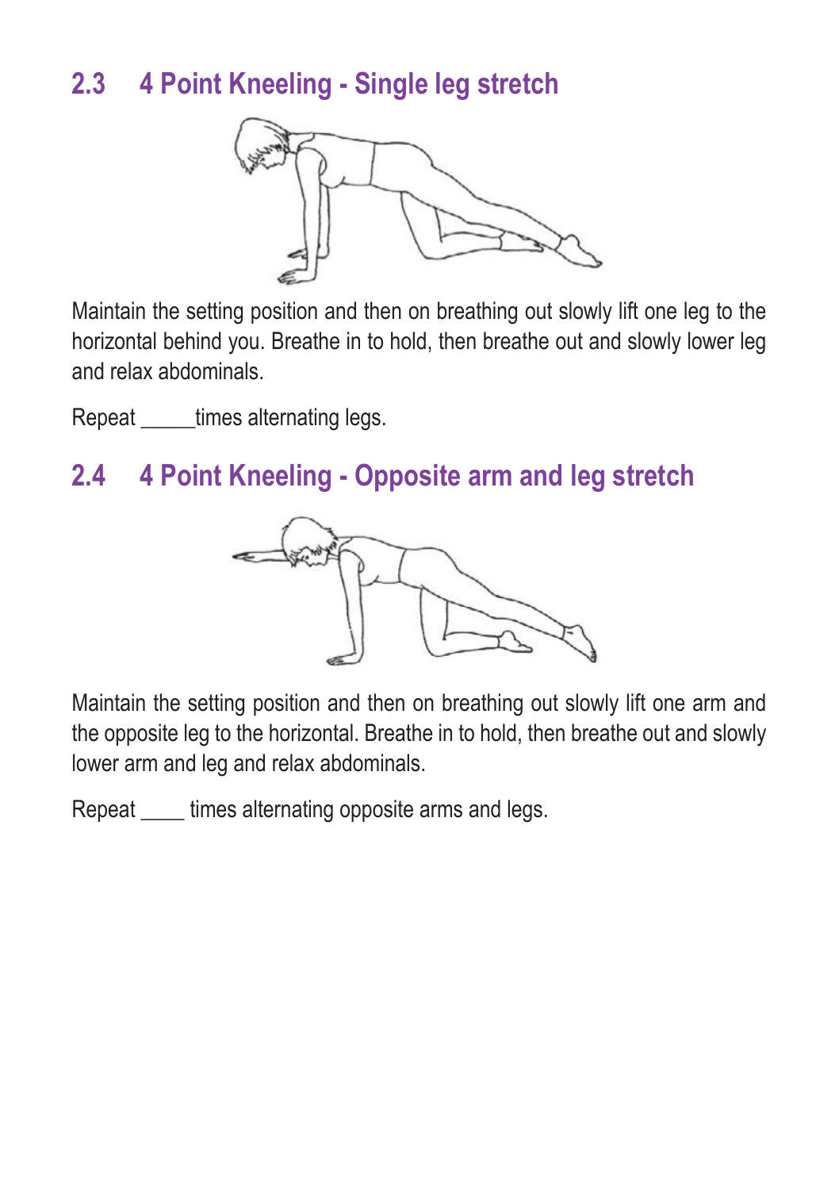## 2.3 4 Point Kneeling - Single leg stretch

Maintain the setting position and then on breathing out slowly lift one leg to the horizontal behind you. Breathe in to hold, then breathe out and slowly lower leg and relax abdominals.

Repeat _____times alternating legs.

## 2.4 4 Point Kneeling - Opposite arm and leg stretch

Maintain the setting position and then on breathing out slowly lift one arm and the opposite leg to the horizontal. Breathe in to hold, then breathe out and slowly lower arm and leg and relax abdominals.

Repeat ____ times alternating opposite arms and legs.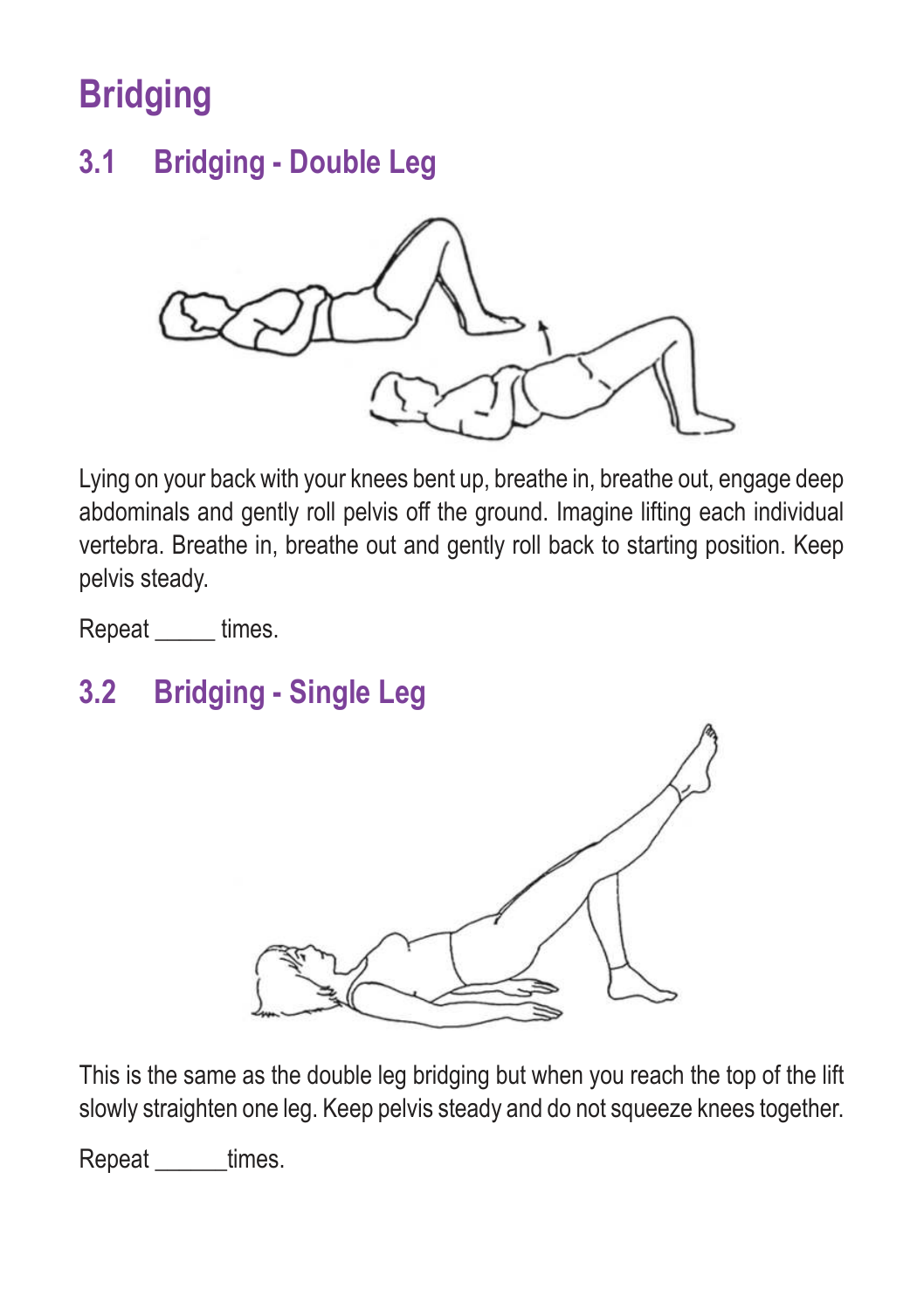# Bridging

## 3.1 Bridging - Double Leg

Lying on your back with your knees bent up, breathe in, breathe out, engage deep abdominals and gently roll pelvis off the ground. Imagine lifting each individual vertebra. Breathe in, breathe out and gently roll back to starting position. Keep pelvis steady.

Repeat _____ times.

## 3.2 Bridging - Single Leg

This is the same as the double leg bridging but when you reach the top of the lift slowly straighten one leg. Keep pelvis steady and do not squeeze knees together.

Repeat ______times.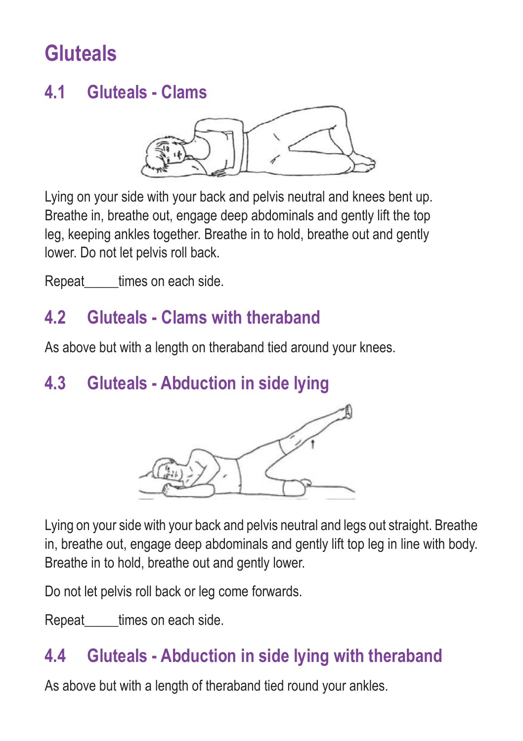# Gluteals

## 4.1 Gluteals - Clams

Lying on your side with your back and pelvis neutral and knees bent up. Breathe in, breathe out, engage deep abdominals and gently lift the top leg, keeping ankles together. Breathe in to hold, breathe out and gently lower. Do not let pelvis roll back.

Repeat_____times on each side.

## 4.2 Gluteals - Clams with theraband

As above but with a length on theraband tied around your knees.

## 4.3 Gluteals - Abduction in side lying

Lying on your side with your back and pelvis neutral and legs out straight. Breathe in, breathe out, engage deep abdominals and gently lift top leg in line with body. Breathe in to hold, breathe out and gently lower.

Do not let pelvis roll back or leg come forwards.

Repeat_____times on each side.

## 4.4 Gluteals - Abduction in side lying with theraband

As above but with a length of theraband tied round your ankles.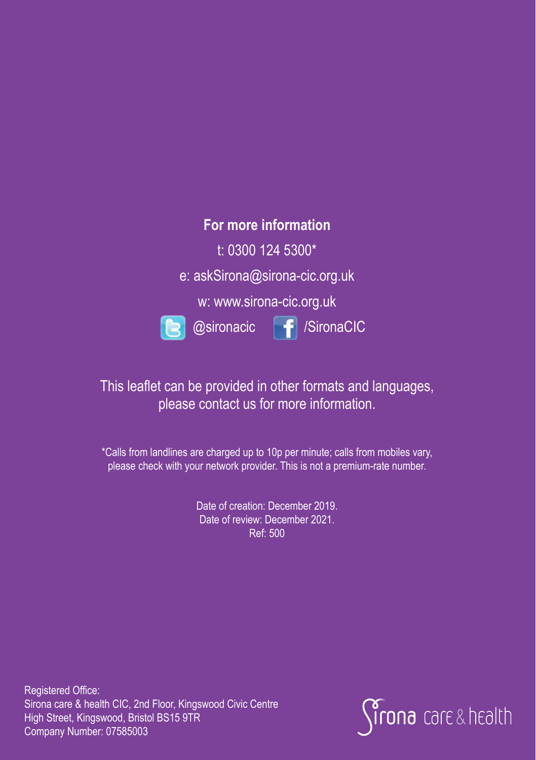**For more information**

t: 0300 124 5300*

e: askSirona@sirona-cic.org.uk

w: www.sirona-cic.org.uk

@sironacic /SironaCIC

This leaflet can be provided in other formats and languages, please contact us for more information.

*Calls from landlines are charged up to 10p per minute; calls from mobiles vary, please check with your network provider. This is not a premium-rate number.

Date of creation: December 2019.
Date of review: December 2021.
Ref: 500

Registered Office:
Sirona care & health CIC, 2nd Floor, Kingswood Civic Centre
High Street, Kingswood, Bristol BS15 9TR
Company Number: 07585003

Sirona care & health